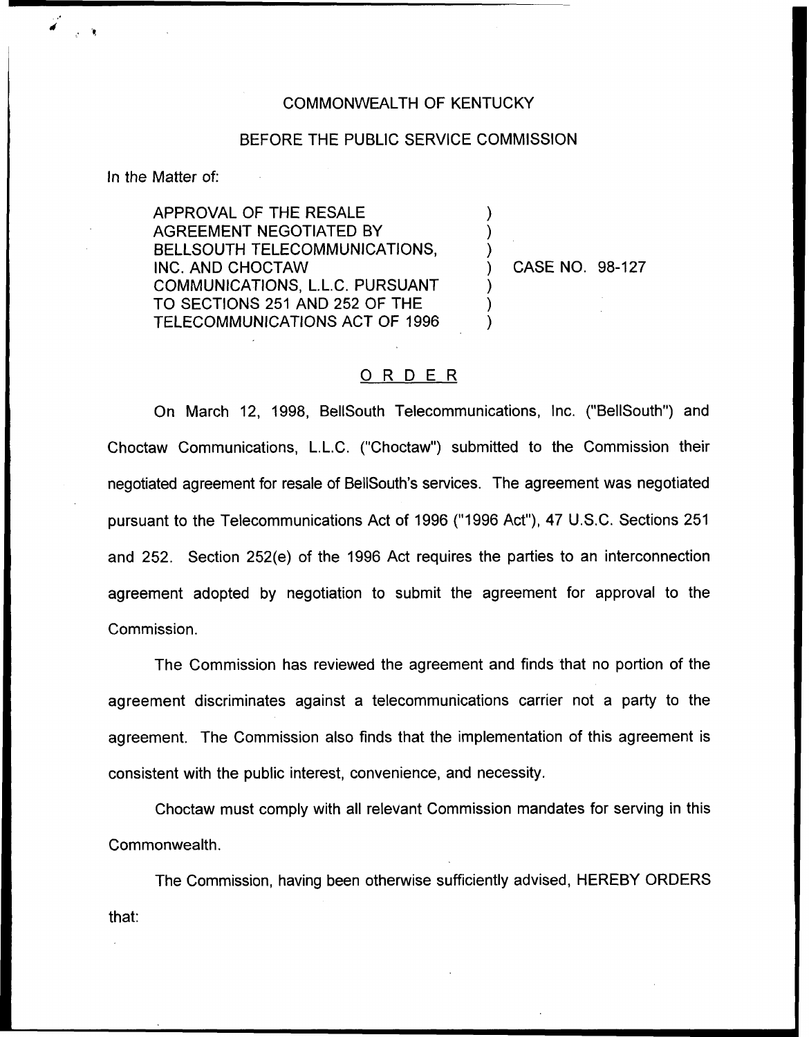COMMONWEALTH OF KENTUCKY

BEFORE THE PUBLIC SERVICE COMMISSION

In the Matter of:

APPROVAL OF THE RESALE AGREEMENT NEGOTIATED BY BELLSOUTH TELECOMMUNICATIONS, INC. AND CHOCTAW COMMUNICATIONS, L.L.C. PURSUANT TO SECTIONS 251 AND 252 OF THE TELECOMMUNICATIONS ACT OF 1996 ) CASE NO. 98-127

## O R D E R

On March 12, 1998, BellSouth Telecommunications, Inc. ("BellSouth") and Choctaw Communications, L.L.C. ("Choctaw") submitted to the Commission their negotiated agreement for resale of BellSouth's services. The agreement was negotiated pursuant to the Telecommunications Act of 1996 ("1996 Act"), 47 U.S.C. Sections 251 and 252. Section 252(e) of the 1996 Act requires the parties to an interconnection agreement adopted by negotiation to submit the agreement for approval to the Commission.

The Commission has reviewed the agreement and finds that no portion of the agreement discriminates against a telecommunications carrier not a party to the agreement. The Commission also finds that the implementation of this agreement is consistent with the public interest, convenience, and necessity.

Choctaw must comply with all relevant Commission mandates for serving in this Commonwealth.

The Commission, having been otherwise sufficiently advised, HEREBY ORDERS that: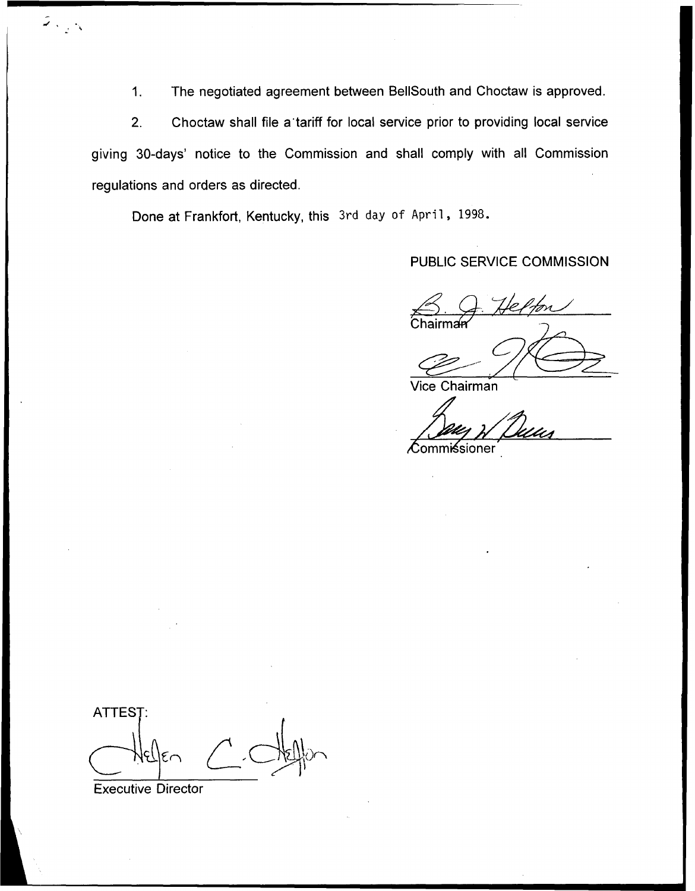1. The negotiated agreement between BellSouth and Choctaw is approved.

2. Choctaw shall file a tariff for local service prior to providing local service giving 30-days' notice to the Commission and shall comply with all Commission regulations and orders as directed.

Done at Frankfort, Kentucky, this 3rd day of April, 1998.

PUBLIC SERVICE COMMISSION

Chairman

Vice Chairman

Commissioner

ATTEST:

Executive Director